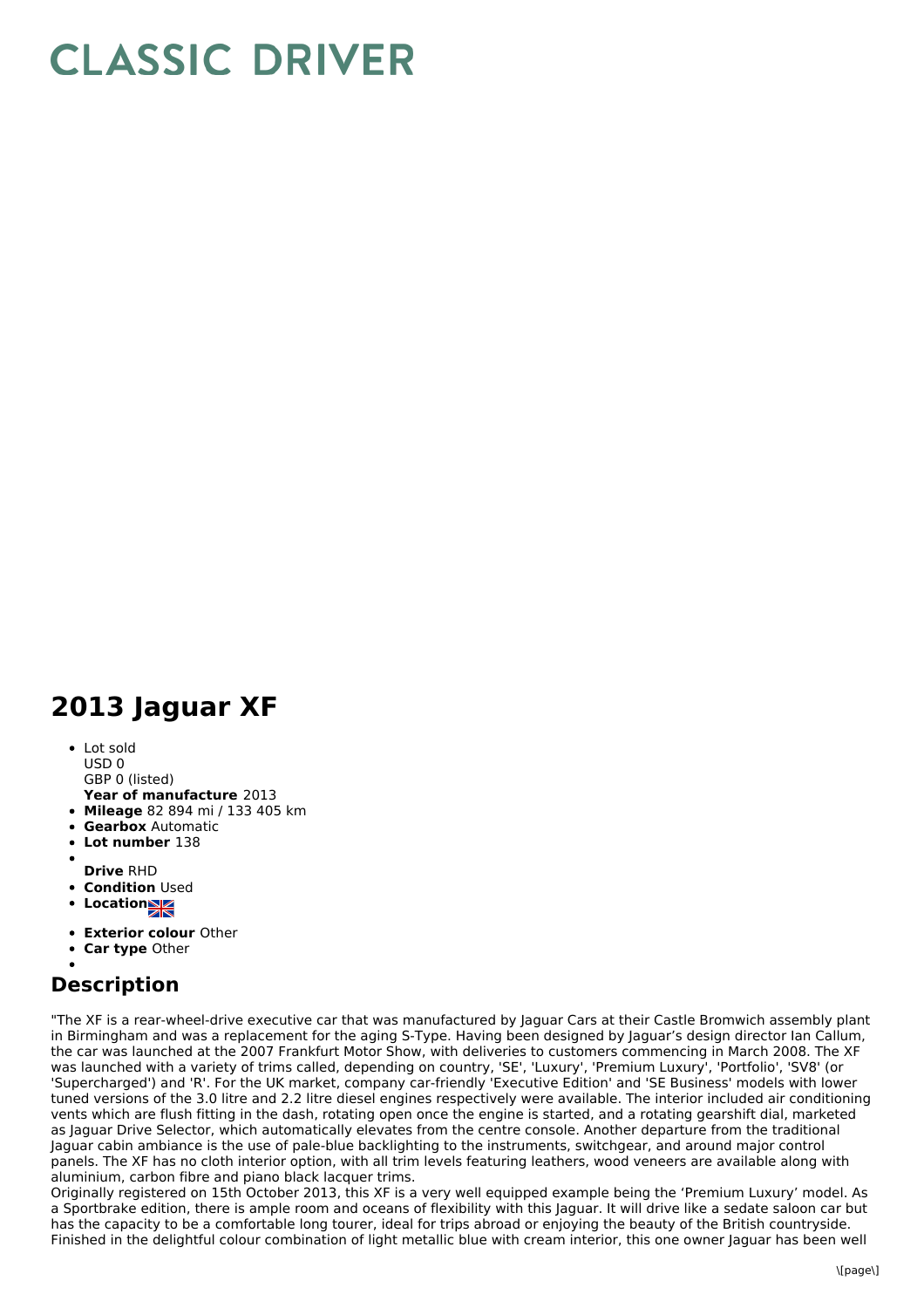# CLASSIC DRIVER

# 2013 Jaguar XF

- Lot sold
  USD 0
  GBP 0 (listed)
  **Year of manufacture** 2013
- **Mileage** 82 894 mi / 133 405 km
- **Gearbox** Automatic
- **Lot number** 138
- **Drive** RHD
- **Condition** Used
- **Location**
- **Exterior colour** Other
- **Car type** Other

## Description

"The XF is a rear-wheel-drive executive car that was manufactured by Jaguar Cars at their Castle Bromwich assembly plant in Birmingham and was a replacement for the aging S-Type. Having been designed by Jaguar's design director Ian Callum, the car was launched at the 2007 Frankfurt Motor Show, with deliveries to customers commencing in March 2008. The XF was launched with a variety of trims called, depending on country, 'SE', 'Luxury', 'Premium Luxury', 'Portfolio', 'SV8' (or 'Supercharged') and 'R'. For the UK market, company car-friendly 'Executive Edition' and 'SE Business' models with lower tuned versions of the 3.0 litre and 2.2 litre diesel engines respectively were available. The interior included air conditioning vents which are flush fitting in the dash, rotating open once the engine is started, and a rotating gearshift dial, marketed as Jaguar Drive Selector, which automatically elevates from the centre console. Another departure from the traditional Jaguar cabin ambiance is the use of pale-blue backlighting to the instruments, switchgear, and around major control panels. The XF has no cloth interior option, with all trim levels featuring leathers, wood veneers are available along with aluminium, carbon fibre and piano black lacquer trims.
Originally registered on 15th October 2013, this XF is a very well equipped example being the 'Premium Luxury' model. As a Sportbrake edition, there is ample room and oceans of flexibility with this Jaguar. It will drive like a sedate saloon car but has the capacity to be a comfortable long tourer, ideal for trips abroad or enjoying the beauty of the British countryside. Finished in the delightful colour combination of light metallic blue with cream interior, this one owner Jaguar has been well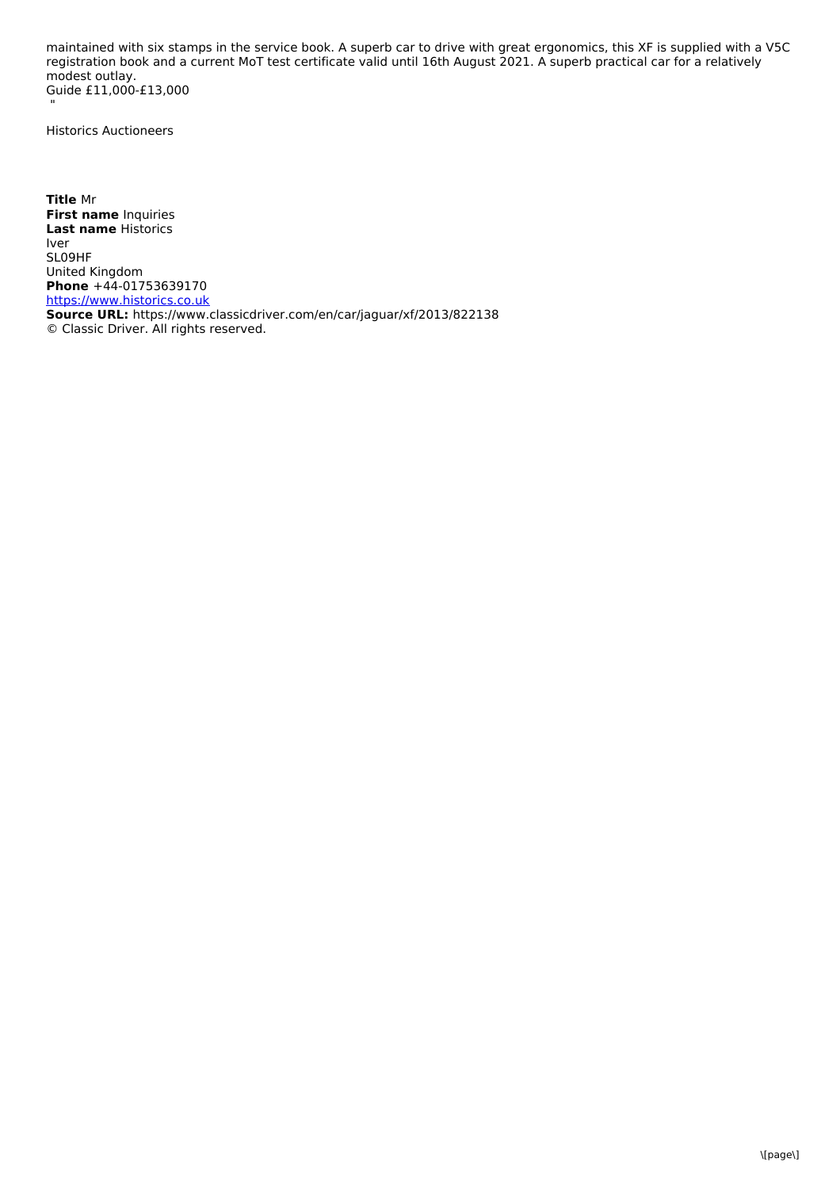maintained with six stamps in the service book. A superb car to drive with great ergonomics, this XF is supplied with a V5C registration book and a current MoT test certificate valid until 16th August 2021. A superb practical car for a relatively modest outlay.
Guide £11,000-£13,000
"

Historics Auctioneers

**Title** Mr
**First name** Inquiries
**Last name** Historics
Iver
SL09HF
United Kingdom
**Phone** +44-01753639170
[https://www.historics.co.uk](https://www.historics.co.uk)
**Source URL:** https://www.classicdriver.com/en/car/jaguar/xf/2013/822138
© Classic Driver. All rights reserved.